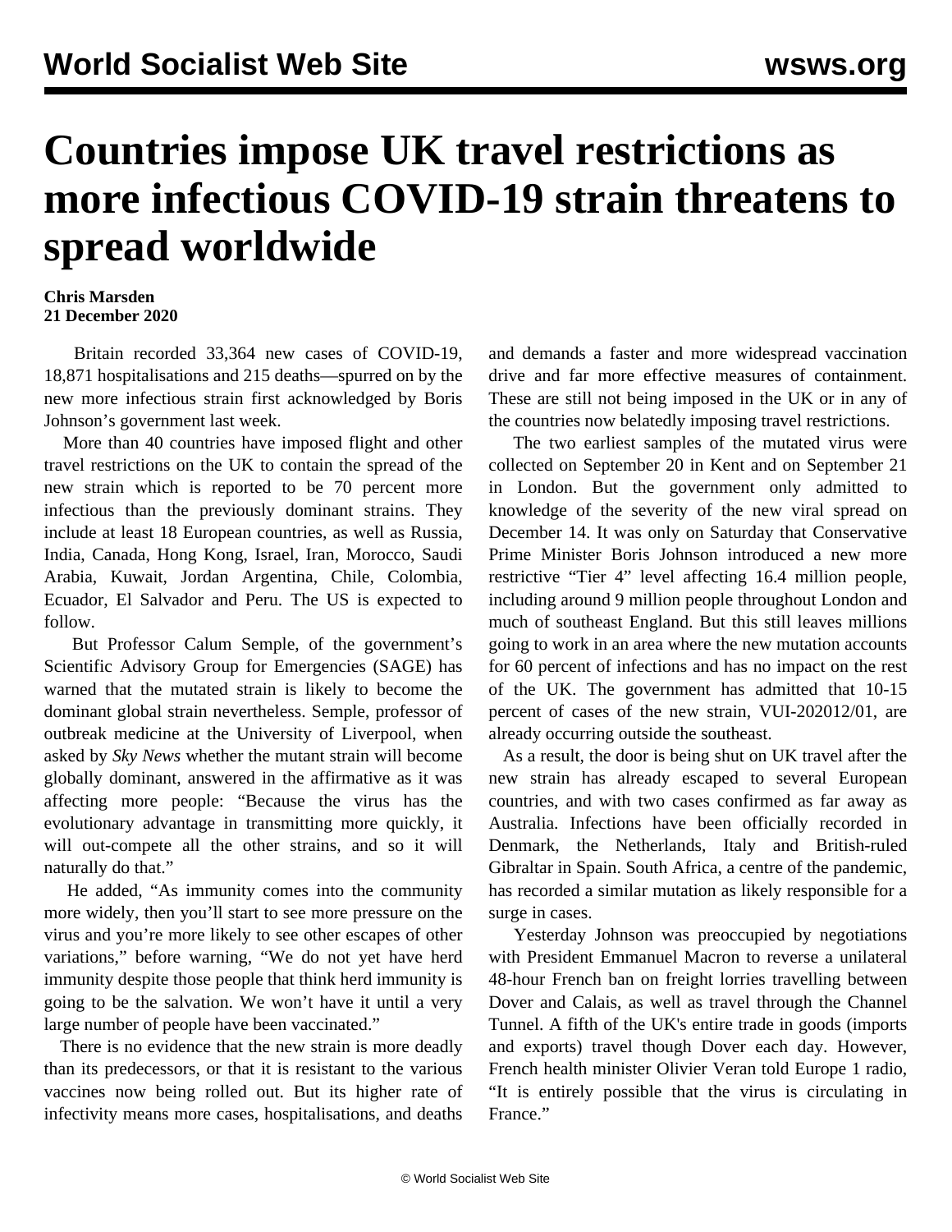# Countries impose UK travel restrictions as more infectious COVID-19 strain threatens to spread worldwide

**Chris Marsden**
**21 December 2020**

Britain recorded 33,364 new cases of COVID-19, 18,871 hospitalisations and 215 deaths—spurred on by the new more infectious strain first acknowledged by Boris Johnson's government last week.

More than 40 countries have imposed flight and other travel restrictions on the UK to contain the spread of the new strain which is reported to be 70 percent more infectious than the previously dominant strains. They include at least 18 European countries, as well as Russia, India, Canada, Hong Kong, Israel, Iran, Morocco, Saudi Arabia, Kuwait, Jordan Argentina, Chile, Colombia, Ecuador, El Salvador and Peru. The US is expected to follow.

But Professor Calum Semple, of the government's Scientific Advisory Group for Emergencies (SAGE) has warned that the mutated strain is likely to become the dominant global strain nevertheless. Semple, professor of outbreak medicine at the University of Liverpool, when asked by *Sky News* whether the mutant strain will become globally dominant, answered in the affirmative as it was affecting more people: "Because the virus has the evolutionary advantage in transmitting more quickly, it will out-compete all the other strains, and so it will naturally do that."

He added, "As immunity comes into the community more widely, then you'll start to see more pressure on the virus and you're more likely to see other escapes of other variations," before warning, "We do not yet have herd immunity despite those people that think herd immunity is going to be the salvation. We won't have it until a very large number of people have been vaccinated."

There is no evidence that the new strain is more deadly than its predecessors, or that it is resistant to the various vaccines now being rolled out. But its higher rate of infectivity means more cases, hospitalisations, and deaths and demands a faster and more widespread vaccination drive and far more effective measures of containment. These are still not being imposed in the UK or in any of the countries now belatedly imposing travel restrictions.

The two earliest samples of the mutated virus were collected on September 20 in Kent and on September 21 in London. But the government only admitted to knowledge of the severity of the new viral spread on December 14. It was only on Saturday that Conservative Prime Minister Boris Johnson introduced a new more restrictive "Tier 4" level affecting 16.4 million people, including around 9 million people throughout London and much of southeast England. But this still leaves millions going to work in an area where the new mutation accounts for 60 percent of infections and has no impact on the rest of the UK. The government has admitted that 10-15 percent of cases of the new strain, VUI-202012/01, are already occurring outside the southeast.

As a result, the door is being shut on UK travel after the new strain has already escaped to several European countries, and with two cases confirmed as far away as Australia. Infections have been officially recorded in Denmark, the Netherlands, Italy and British-ruled Gibraltar in Spain. South Africa, a centre of the pandemic, has recorded a similar mutation as likely responsible for a surge in cases.

Yesterday Johnson was preoccupied by negotiations with President Emmanuel Macron to reverse a unilateral 48-hour French ban on freight lorries travelling between Dover and Calais, as well as travel through the Channel Tunnel. A fifth of the UK's entire trade in goods (imports and exports) travel though Dover each day. However, French health minister Olivier Veran told Europe 1 radio, "It is entirely possible that the virus is circulating in France."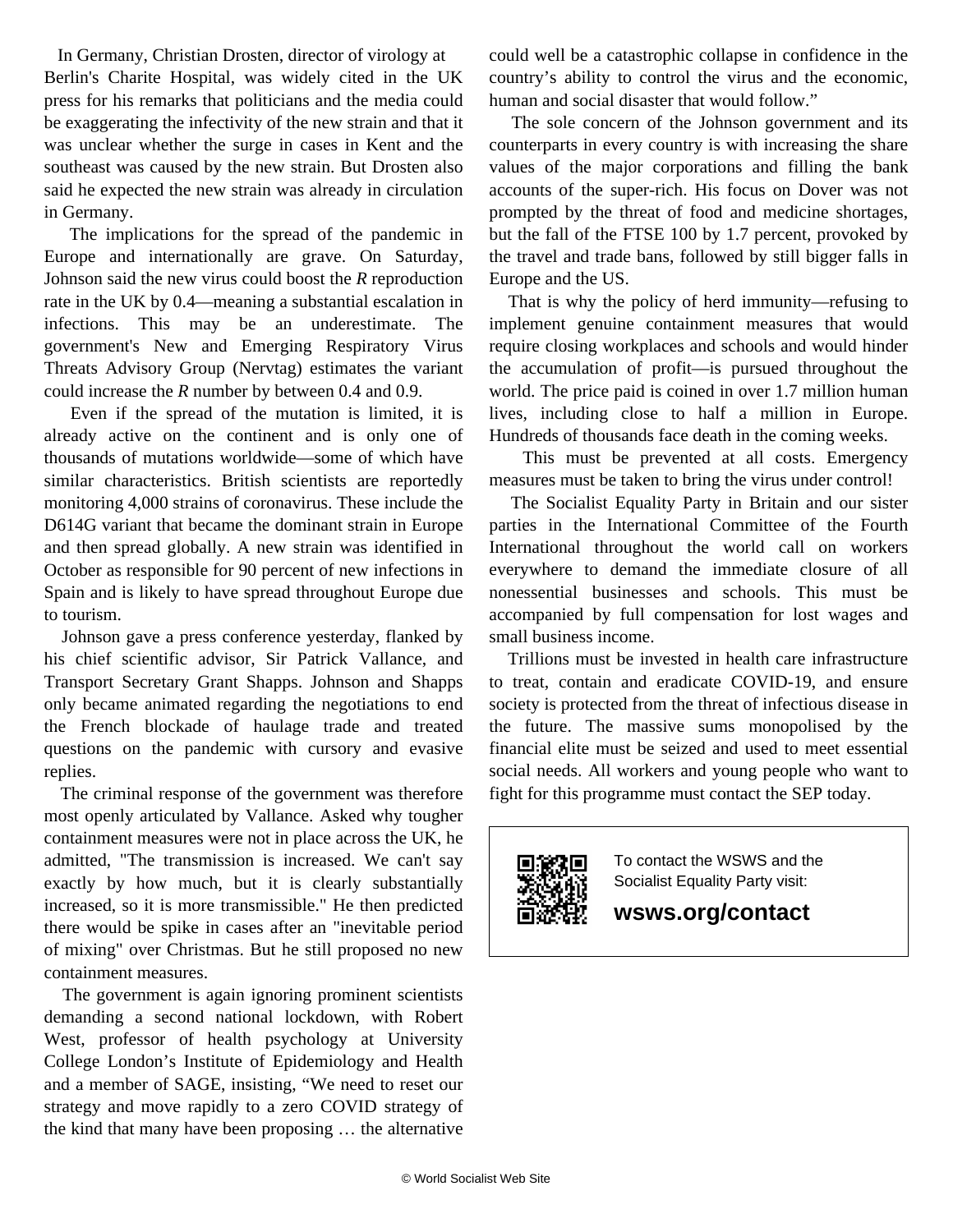In Germany, Christian Drosten, director of virology at Berlin's Charite Hospital, was widely cited in the UK press for his remarks that politicians and the media could be exaggerating the infectivity of the new strain and that it was unclear whether the surge in cases in Kent and the southeast was caused by the new strain. But Drosten also said he expected the new strain was already in circulation in Germany.

The implications for the spread of the pandemic in Europe and internationally are grave. On Saturday, Johnson said the new virus could boost the *R* reproduction rate in the UK by 0.4—meaning a substantial escalation in infections. This may be an underestimate. The government's New and Emerging Respiratory Virus Threats Advisory Group (Nervtag) estimates the variant could increase the *R* number by between 0.4 and 0.9.

Even if the spread of the mutation is limited, it is already active on the continent and is only one of thousands of mutations worldwide—some of which have similar characteristics. British scientists are reportedly monitoring 4,000 strains of coronavirus. These include the D614G variant that became the dominant strain in Europe and then spread globally. A new strain was identified in October as responsible for 90 percent of new infections in Spain and is likely to have spread throughout Europe due to tourism.

Johnson gave a press conference yesterday, flanked by his chief scientific advisor, Sir Patrick Vallance, and Transport Secretary Grant Shapps. Johnson and Shapps only became animated regarding the negotiations to end the French blockade of haulage trade and treated questions on the pandemic with cursory and evasive replies.

The criminal response of the government was therefore most openly articulated by Vallance. Asked why tougher containment measures were not in place across the UK, he admitted, "The transmission is increased. We can't say exactly by how much, but it is clearly substantially increased, so it is more transmissible." He then predicted there would be spike in cases after an "inevitable period of mixing" over Christmas. But he still proposed no new containment measures.

The government is again ignoring prominent scientists demanding a second national lockdown, with Robert West, professor of health psychology at University College London's Institute of Epidemiology and Health and a member of SAGE, insisting, "We need to reset our strategy and move rapidly to a zero COVID strategy of the kind that many have been proposing … the alternative could well be a catastrophic collapse in confidence in the country's ability to control the virus and the economic, human and social disaster that would follow."

The sole concern of the Johnson government and its counterparts in every country is with increasing the share values of the major corporations and filling the bank accounts of the super-rich. His focus on Dover was not prompted by the threat of food and medicine shortages, but the fall of the FTSE 100 by 1.7 percent, provoked by the travel and trade bans, followed by still bigger falls in Europe and the US.

That is why the policy of herd immunity—refusing to implement genuine containment measures that would require closing workplaces and schools and would hinder the accumulation of profit—is pursued throughout the world. The price paid is coined in over 1.7 million human lives, including close to half a million in Europe. Hundreds of thousands face death in the coming weeks.

This must be prevented at all costs. Emergency measures must be taken to bring the virus under control!

The Socialist Equality Party in Britain and our sister parties in the International Committee of the Fourth International throughout the world call on workers everywhere to demand the immediate closure of all nonessential businesses and schools. This must be accompanied by full compensation for lost wages and small business income.

Trillions must be invested in health care infrastructure to treat, contain and eradicate COVID-19, and ensure society is protected from the threat of infectious disease in the future. The massive sums monopolised by the financial elite must be seized and used to meet essential social needs. All workers and young people who want to fight for this programme must contact the SEP today.

To contact the WSWS and the Socialist Equality Party visit:

**wsws.org/contact**